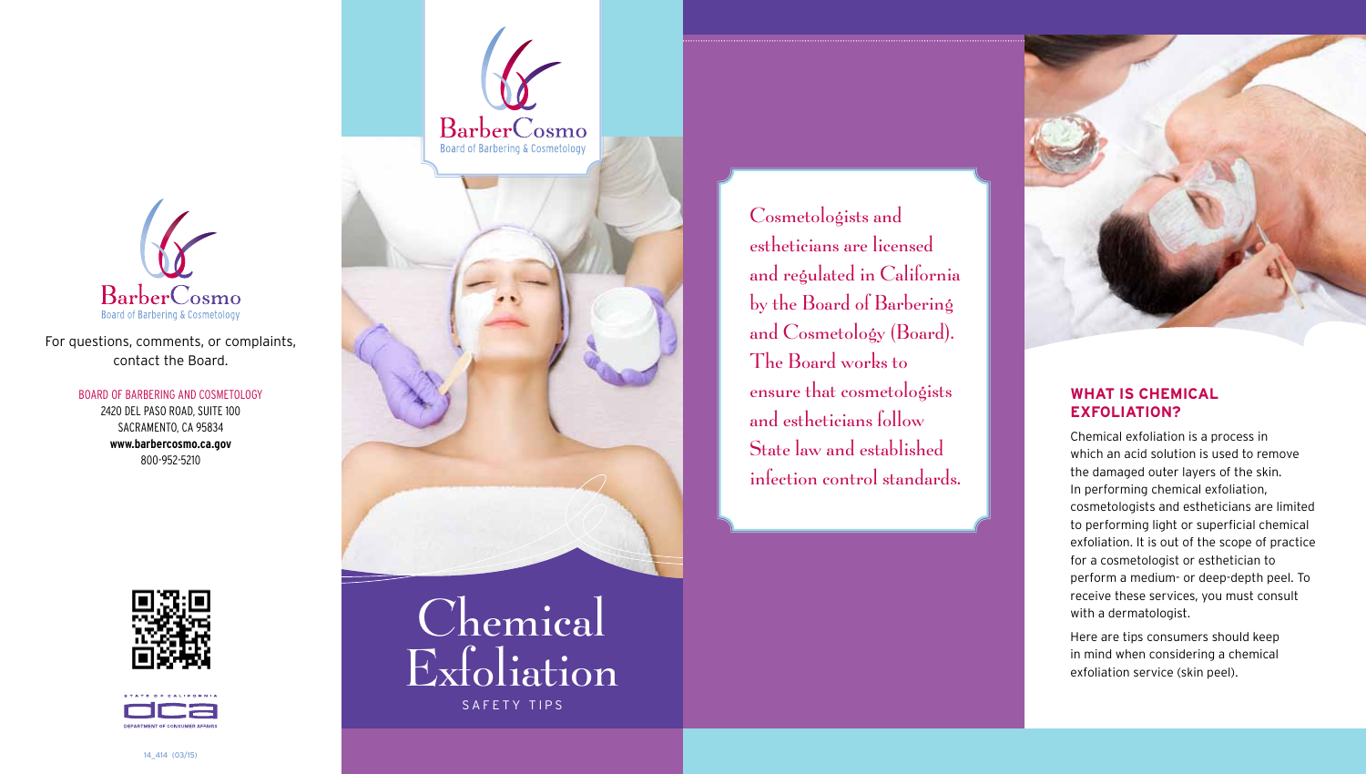BarberCosmo
Board of Barbering & Cosmetology

For questions, comments, or complaints, contact the Board.

BOARD OF BARBERING AND COSMETOLOGY
2420 DEL PASO ROAD, SUITE 100
SACRAMENTO, CA 95834
**www.barbercosmo.ca.gov**
800-952-5210

14_414 (03/15)

BarberCosmo
Board of Barbering & Cosmetology

# Chemical Exfoliation

SAFETY TIPS

Cosmetologists and estheticians are licensed and regulated in California by the Board of Barbering and Cosmetology (Board). The Board works to ensure that cosmetologists and estheticians follow State law and established infection control standards.

## WHAT IS CHEMICAL EXFOLIATION?

Chemical exfoliation is a process in which an acid solution is used to remove the damaged outer layers of the skin. In performing chemical exfoliation, cosmetologists and estheticians are limited to performing light or superficial chemical exfoliation. It is out of the scope of practice for a cosmetologist or esthetician to perform a medium- or deep-depth peel. To receive these services, you must consult with a dermatologist.

Here are tips consumers should keep in mind when considering a chemical exfoliation service (skin peel).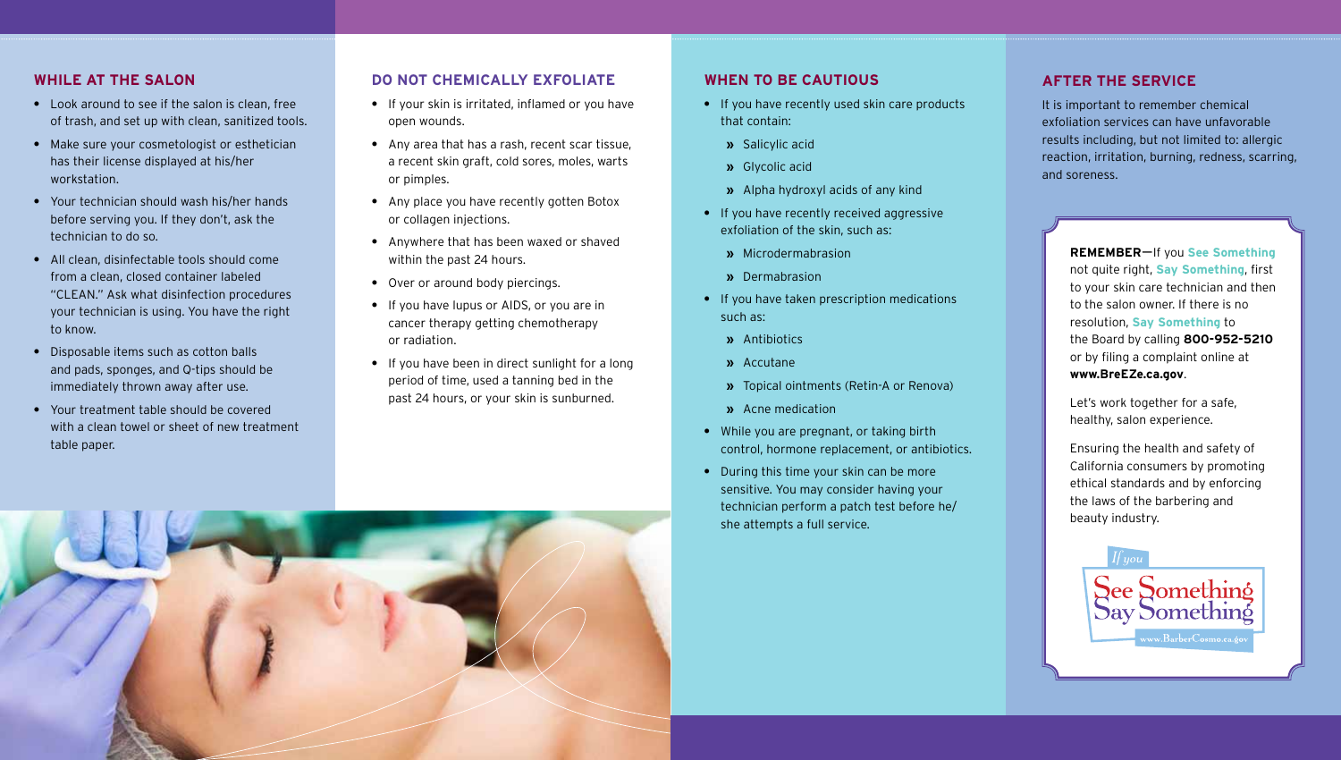## WHILE AT THE SALON

- Look around to see if the salon is clean, free of trash, and set up with clean, sanitized tools.
- Make sure your cosmetologist or esthetician has their license displayed at his/her workstation.
- Your technician should wash his/her hands before serving you. If they don't, ask the technician to do so.
- All clean, disinfectable tools should come from a clean, closed container labeled "CLEAN." Ask what disinfection procedures your technician is using. You have the right to know.
- Disposable items such as cotton balls and pads, sponges, and Q-tips should be immediately thrown away after use.
- Your treatment table should be covered with a clean towel or sheet of new treatment table paper.

## DO NOT CHEMICALLY EXFOLIATE

- If your skin is irritated, inflamed or you have open wounds.
- Any area that has a rash, recent scar tissue, a recent skin graft, cold sores, moles, warts or pimples.
- Any place you have recently gotten Botox or collagen injections.
- Anywhere that has been waxed or shaved within the past 24 hours.
- Over or around body piercings.
- If you have lupus or AIDS, or you are in cancer therapy getting chemotherapy or radiation.
- If you have been in direct sunlight for a long period of time, used a tanning bed in the past 24 hours, or your skin is sunburned.

## WHEN TO BE CAUTIOUS

- If you have recently used skin care products that contain:
  - Salicylic acid
  - Glycolic acid
  - Alpha hydroxyl acids of any kind
- If you have recently received aggressive exfoliation of the skin, such as:
  - Microdermabrasion
  - Dermabrasion
- If you have taken prescription medications such as:
  - Antibiotics
  - Accutane
  - Topical ointments (Retin-A or Renova)
  - Acne medication
- While you are pregnant, or taking birth control, hormone replacement, or antibiotics.
- During this time your skin can be more sensitive. You may consider having your technician perform a patch test before he/she attempts a full service.

## AFTER THE SERVICE

It is important to remember chemical exfoliation services can have unfavorable results including, but not limited to: allergic reaction, irritation, burning, redness, scarring, and soreness.

**REMEMBER**—If you **See Something** not quite right, **Say Something**, first to your skin care technician and then to the salon owner. If there is no resolution, **Say Something** to the Board by calling **800-952-5210** or by filing a complaint online at **www.BreEZe.ca.gov**.

Let's work together for a safe, healthy, salon experience.

Ensuring the health and safety of California consumers by promoting ethical standards and by enforcing the laws of the barbering and beauty industry.

*If you* See Something Say Something

www.BarberCosmo.ca.gov